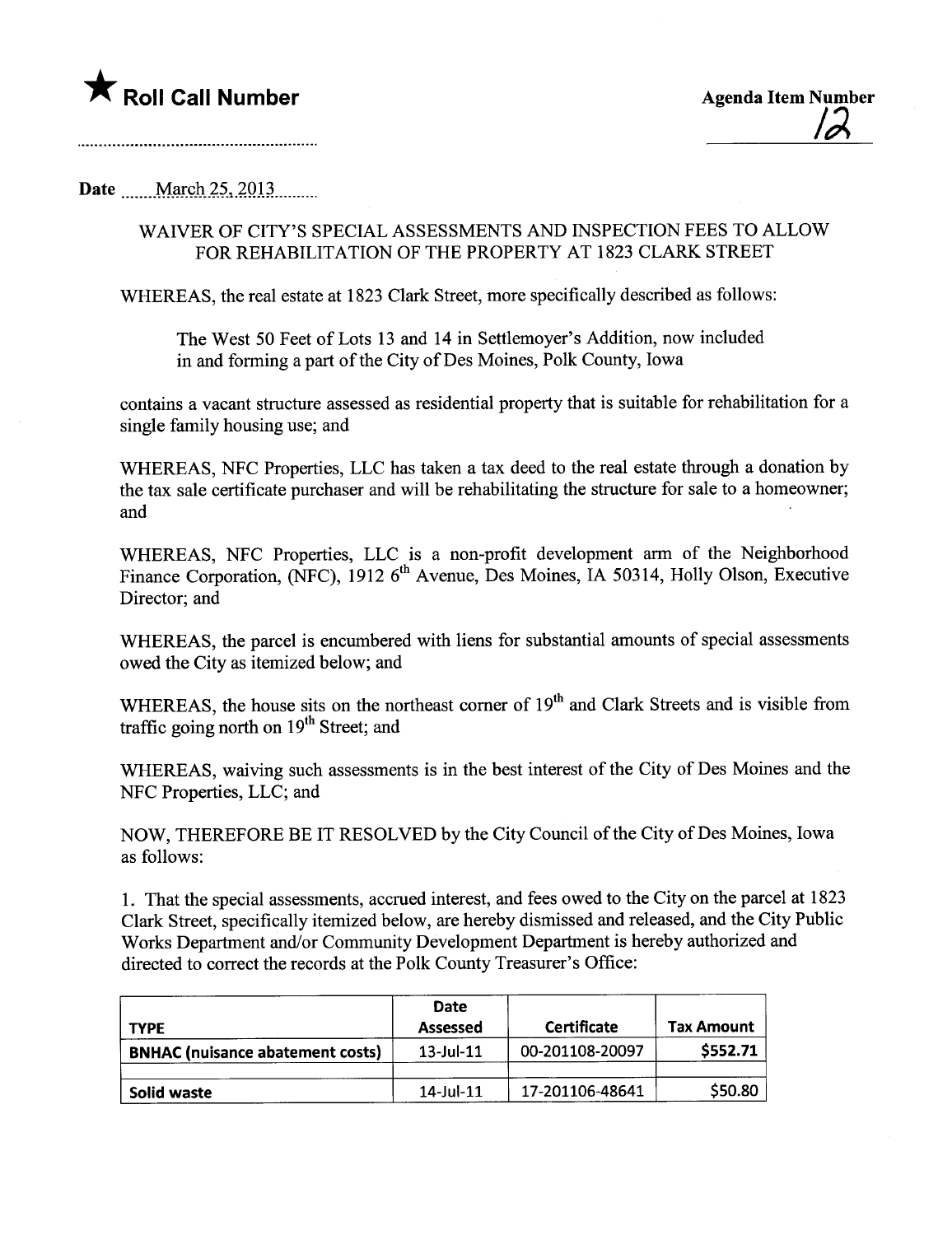★ **Roll Call Number**

**Agenda Item Number**
12

**Date** March 25, 2013

WAIVER OF CITY'S SPECIAL ASSESSMENTS AND INSPECTION FEES TO ALLOW FOR REHABILITATION OF THE PROPERTY AT 1823 CLARK STREET

WHEREAS, the real estate at 1823 Clark Street, more specifically described as follows:

> The West 50 Feet of Lots 13 and 14 in Settlemoyer's Addition, now included in and forming a part of the City of Des Moines, Polk County, Iowa

contains a vacant structure assessed as residential property that is suitable for rehabilitation for a single family housing use; and

WHEREAS, NFC Properties, LLC has taken a tax deed to the real estate through a donation by the tax sale certificate purchaser and will be rehabilitating the structure for sale to a homeowner; and

WHEREAS, NFC Properties, LLC is a non-profit development arm of the Neighborhood Finance Corporation, (NFC), 1912 6th Avenue, Des Moines, IA 50314, Holly Olson, Executive Director; and

WHEREAS, the parcel is encumbered with liens for substantial amounts of special assessments owed the City as itemized below; and

WHEREAS, the house sits on the northeast corner of 19th and Clark Streets and is visible from traffic going north on 19th Street; and

WHEREAS, waiving such assessments is in the best interest of the City of Des Moines and the NFC Properties, LLC; and

NOW, THEREFORE BE IT RESOLVED by the City Council of the City of Des Moines, Iowa as follows:

1. That the special assessments, accrued interest, and fees owed to the City on the parcel at 1823 Clark Street, specifically itemized below, are hereby dismissed and released, and the City Public Works Department and/or Community Development Department is hereby authorized and directed to correct the records at the Polk County Treasurer's Office:

| TYPE | Date Assessed | Certificate | Tax Amount |
|---|---|---|---|
| BNHAC (nuisance abatement costs) | 13-Jul-11 | 00-201108-20097 | $552.71 |
| | | | |
| Solid waste | 14-Jul-11 | 17-201106-48641 | $50.80 |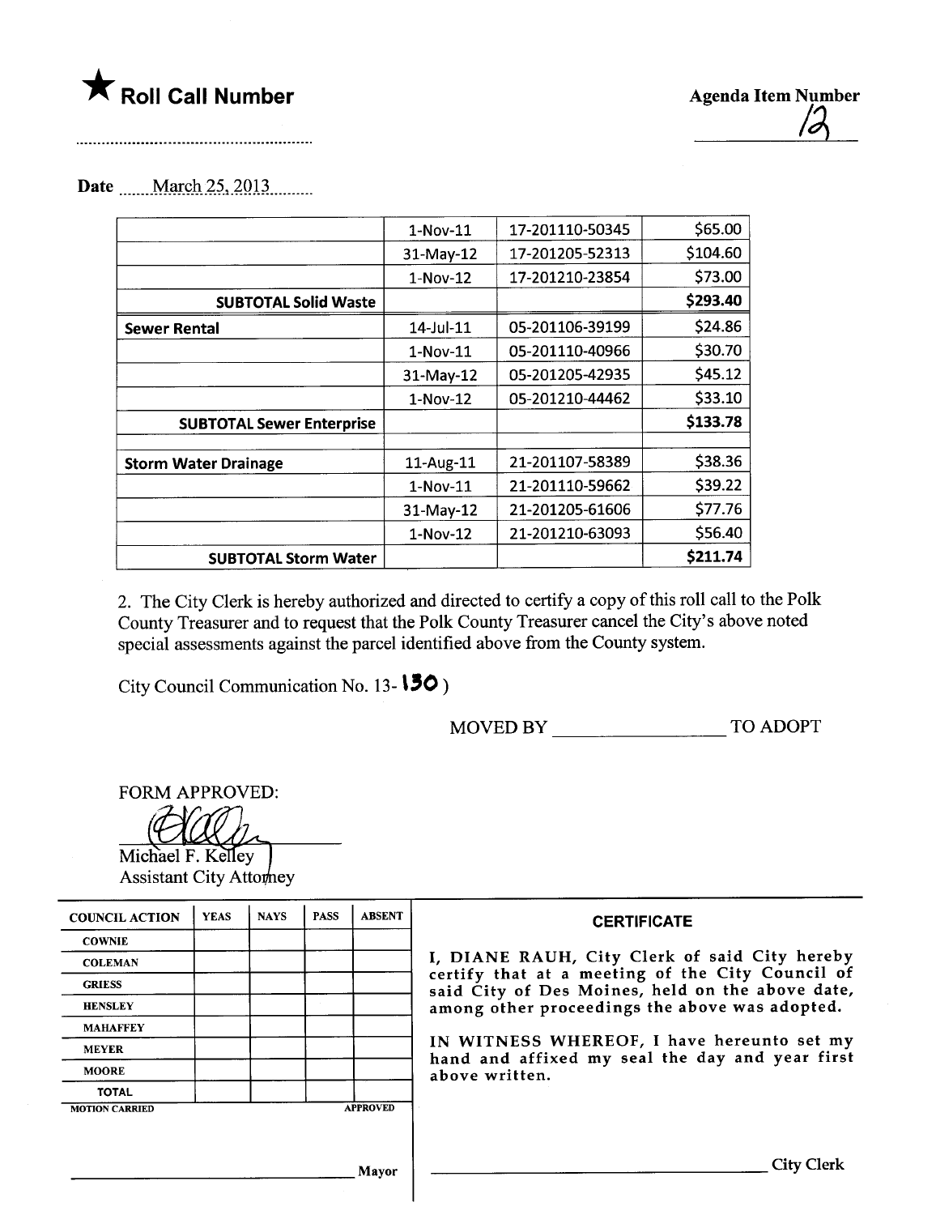★ **Roll Call Number**

.........................................................

**Agenda Item Number**

12

Date ......March 25, 2013.........

| | | | |
|---|---|---|---|
| | 1-Nov-11 | 17-201110-50345 | $65.00 |
| | 31-May-12 | 17-201205-52313 | $104.60 |
| | 1-Nov-12 | 17-201210-23854 | $73.00 |
| **SUBTOTAL Solid Waste** | | | **$293.40** |
| **Sewer Rental** | 14-Jul-11 | 05-201106-39199 | $24.86 |
| | 1-Nov-11 | 05-201110-40966 | $30.70 |
| | 31-May-12 | 05-201205-42935 | $45.12 |
| | 1-Nov-12 | 05-201210-44462 | $33.10 |
| **SUBTOTAL Sewer Enterprise** | | | **$133.78** |
| | | | |
| **Storm Water Drainage** | 11-Aug-11 | 21-201107-58389 | $38.36 |
| | 1-Nov-11 | 21-201110-59662 | $39.22 |
| | 31-May-12 | 21-201205-61606 | $77.76 |
| | 1-Nov-12 | 21-201210-63093 | $56.40 |
| **SUBTOTAL Storm Water** | | | **$211.74** |

2. The City Clerk is hereby authorized and directed to certify a copy of this roll call to the Polk County Treasurer and to request that the Polk County Treasurer cancel the City's above noted special assessments against the parcel identified above from the County system.

City Council Communication No. 13- 130 )

MOVED BY ________________ TO ADOPT

FORM APPROVED:

Michael F. Kelley
Assistant City Attorney

| COUNCIL ACTION | YEAS | NAYS | PASS | ABSENT |
|---|---|---|---|---|
| COWNIE | | | | |
| COLEMAN | | | | |
| GRIESS | | | | |
| HENSLEY | | | | |
| MAHAFFEY | | | | |
| MEYER | | | | |
| MOORE | | | | |
| TOTAL | | | | |
| MOTION CARRIED | | | | APPROVED |

________________________________ Mayor

**CERTIFICATE**

I, DIANE RAUH, City Clerk of said City hereby certify that at a meeting of the City Council of said City of Des Moines, held on the above date, among other proceedings the above was adopted.

IN WITNESS WHEREOF, I have hereunto set my hand and affixed my seal the day and year first above written.

________________________________ City Clerk